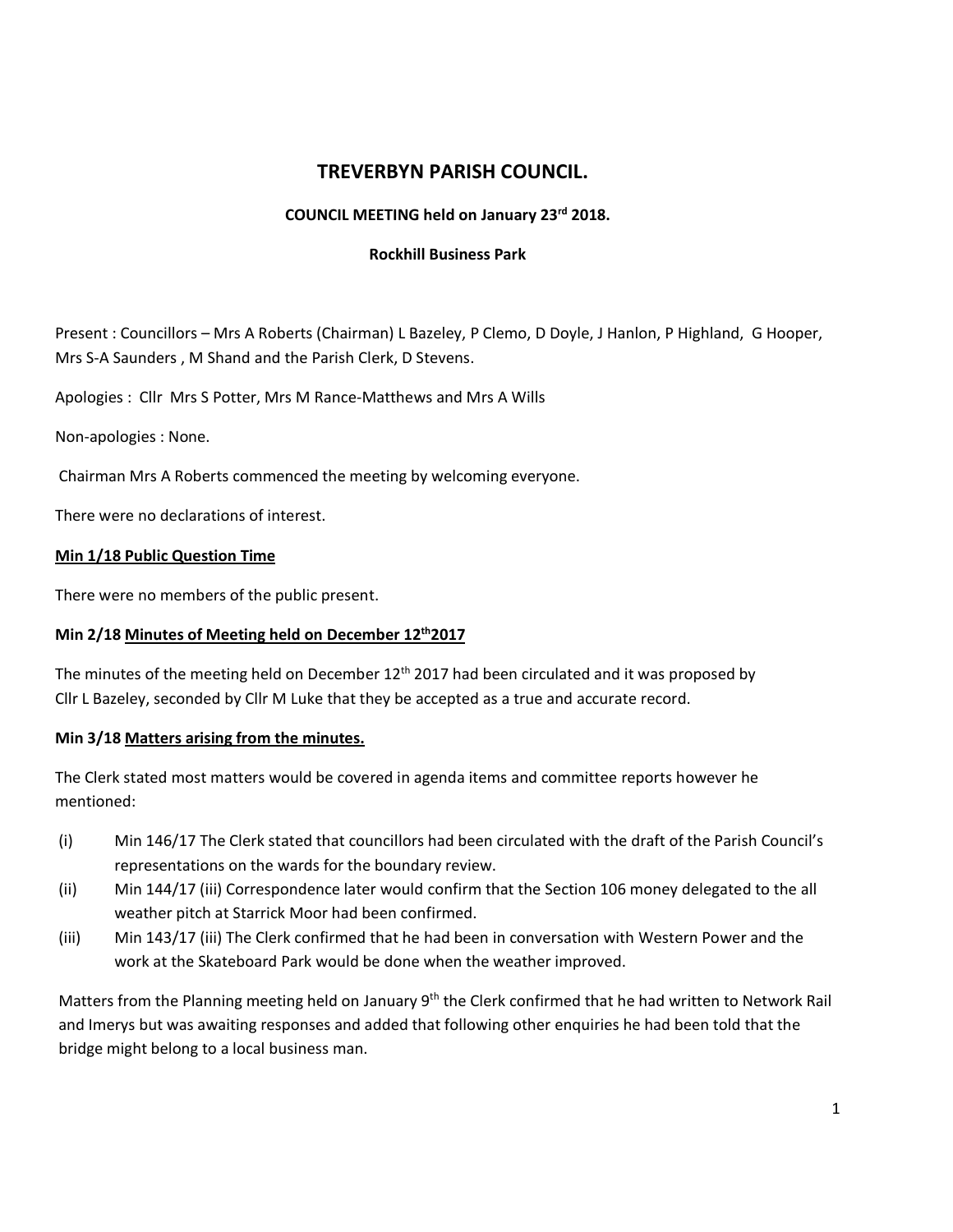# TREVERBYN PARISH COUNCIL.

### COUNCIL MEETING held on January 23rd 2018.

### Rockhill Business Park

Present : Councillors – Mrs A Roberts (Chairman) L Bazeley, P Clemo, D Doyle, J Hanlon, P Highland, G Hooper, Mrs S-A Saunders , M Shand and the Parish Clerk, D Stevens.

Apologies : Cllr Mrs S Potter, Mrs M Rance-Matthews and Mrs A Wills

Non-apologies : None.

Chairman Mrs A Roberts commenced the meeting by welcoming everyone.

There were no declarations of interest.

**Min 1/18 <u>Public Question Time</u>**

There were no members of the public present.

**Min 2/18 <u>Minutes of Meeting held on December 12th2017</u>**

The minutes of the meeting held on December 12th 2017 had been circulated and it was proposed by Cllr L Bazeley, seconded by Cllr M Luke that they be accepted as a true and accurate record.

**Min 3/18 <u>Matters arising from the minutes.</u>**

The Clerk stated most matters would be covered in agenda items and committee reports however he mentioned:

(i) Min 146/17 The Clerk stated that councillors had been circulated with the draft of the Parish Council's representations on the wards for the boundary review.

(ii) Min 144/17 (iii) Correspondence later would confirm that the Section 106 money delegated to the all weather pitch at Starrick Moor had been confirmed.

(iii) Min 143/17 (iii) The Clerk confirmed that he had been in conversation with Western Power and the work at the Skateboard Park would be done when the weather improved.

Matters from the Planning meeting held on January 9th the Clerk confirmed that he had written to Network Rail and Imerys but was awaiting responses and added that following other enquiries he had been told that the bridge might belong to a local business man.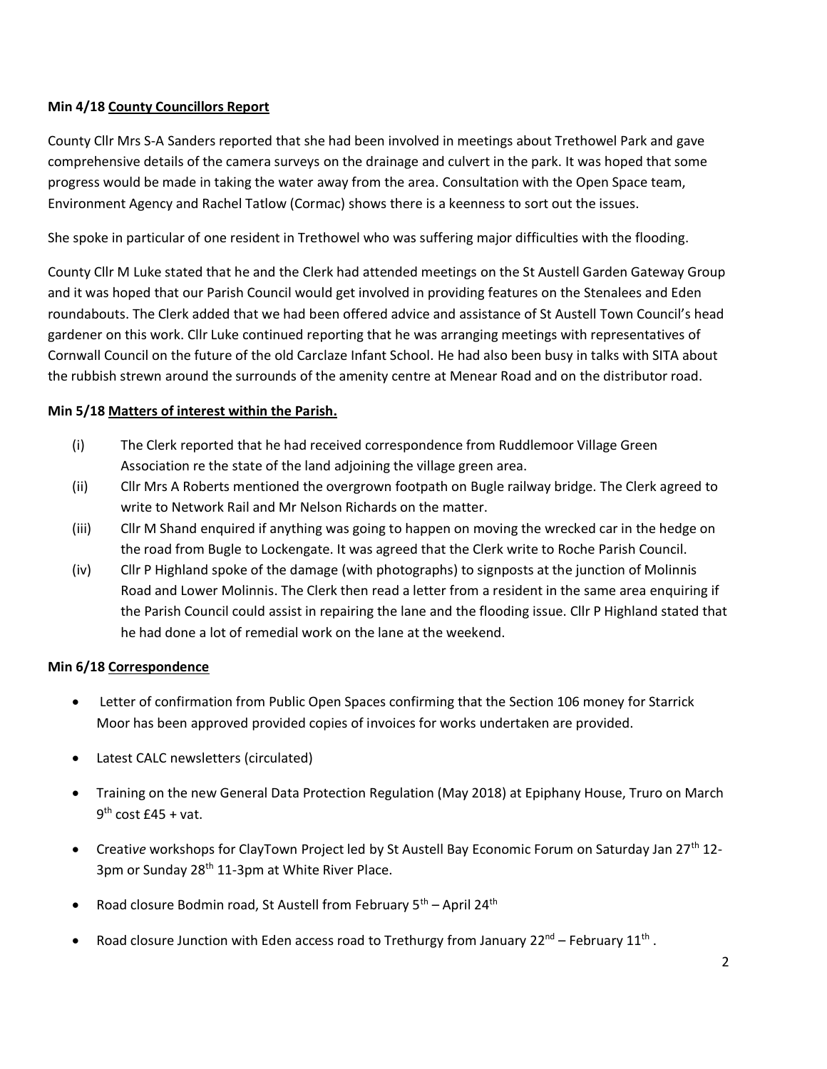**Min 4/18 County Councillors Report**

County Cllr Mrs S-A Sanders reported that she had been involved in meetings about Trethowel Park and gave comprehensive details of the camera surveys on the drainage and culvert in the park. It was hoped that some progress would be made in taking the water away from the area. Consultation with the Open Space team, Environment Agency and Rachel Tatlow (Cormac) shows there is a keenness to sort out the issues.

She spoke in particular of one resident in Trethowel who was suffering major difficulties with the flooding.

County Cllr M Luke stated that he and the Clerk had attended meetings on the St Austell Garden Gateway Group and it was hoped that our Parish Council would get involved in providing features on the Stenalees and Eden roundabouts. The Clerk added that we had been offered advice and assistance of St Austell Town Council's head gardener on this work. Cllr Luke continued reporting that he was arranging meetings with representatives of Cornwall Council on the future of the old Carclaze Infant School. He had also been busy in talks with SITA about the rubbish strewn around the surrounds of the amenity centre at Menear Road and on the distributor road.

**Min 5/18 Matters of interest within the Parish.**

(i) The Clerk reported that he had received correspondence from Ruddlemoor Village Green Association re the state of the land adjoining the village green area.

(ii) Cllr Mrs A Roberts mentioned the overgrown footpath on Bugle railway bridge. The Clerk agreed to write to Network Rail and Mr Nelson Richards on the matter.

(iii) Cllr M Shand enquired if anything was going to happen on moving the wrecked car in the hedge on the road from Bugle to Lockengate. It was agreed that the Clerk write to Roche Parish Council.

(iv) Cllr P Highland spoke of the damage (with photographs) to signposts at the junction of Molinnis Road and Lower Molinnis. The Clerk then read a letter from a resident in the same area enquiring if the Parish Council could assist in repairing the lane and the flooding issue. Cllr P Highland stated that he had done a lot of remedial work on the lane at the weekend.

**Min 6/18 Correspondence**

- Letter of confirmation from Public Open Spaces confirming that the Section 106 money for Starrick Moor has been approved provided copies of invoices for works undertaken are provided.
- Latest CALC newsletters (circulated)
- Training on the new General Data Protection Regulation (May 2018) at Epiphany House, Truro on March 9th cost £45 + vat.
- Creat*ive* workshops for ClayTown Project led by St Austell Bay Economic Forum on Saturday Jan 27th 12-3pm or Sunday 28th 11-3pm at White River Place.
- Road closure Bodmin road, St Austell from February 5th – April 24th
- Road closure Junction with Eden access road to Trethurgy from January 22nd – February 11th .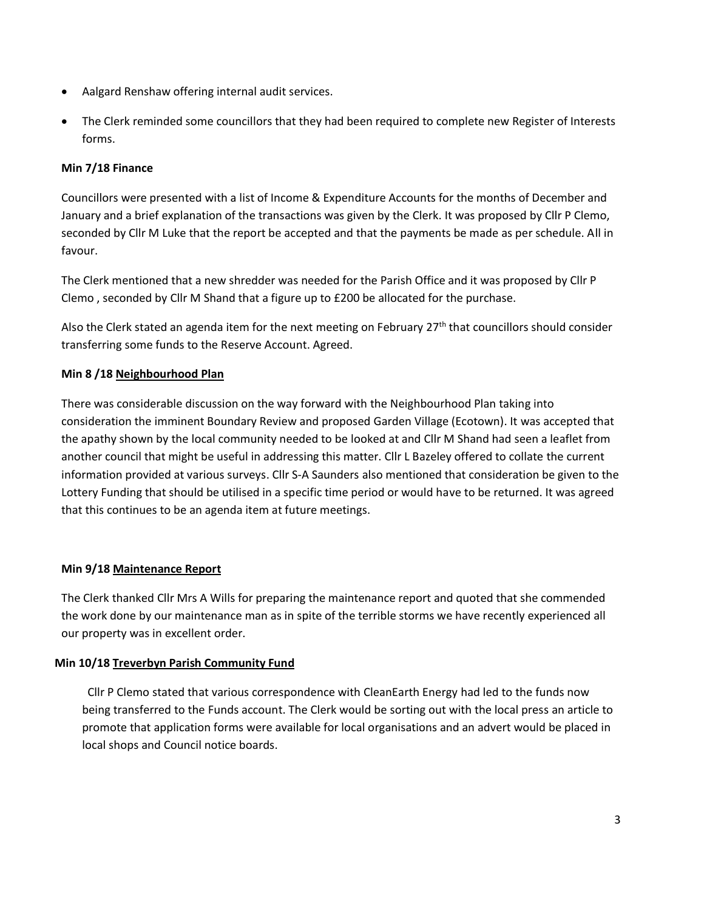- Aalgard Renshaw offering internal audit services.
- The Clerk reminded some councillors that they had been required to complete new Register of Interests forms.

**Min 7/18 Finance**

Councillors were presented with a list of Income & Expenditure Accounts for the months of December and January and a brief explanation of the transactions was given by the Clerk. It was proposed by Cllr P Clemo, seconded by Cllr M Luke that the report be accepted and that the payments be made as per schedule. All in favour.

The Clerk mentioned that a new shredder was needed for the Parish Office and it was proposed by Cllr P Clemo , seconded by Cllr M Shand that a figure up to £200 be allocated for the purchase.

Also the Clerk stated an agenda item for the next meeting on February 27th that councillors should consider transferring some funds to the Reserve Account. Agreed.

**Min 8 /18 <u>Neighbourhood Plan</u>**

There was considerable discussion on the way forward with the Neighbourhood Plan taking into consideration the imminent Boundary Review and proposed Garden Village (Ecotown). It was accepted that the apathy shown by the local community needed to be looked at and Cllr M Shand had seen a leaflet from another council that might be useful in addressing this matter. Cllr L Bazeley offered to collate the current information provided at various surveys. Cllr S-A Saunders also mentioned that consideration be given to the Lottery Funding that should be utilised in a specific time period or would have to be returned. It was agreed that this continues to be an agenda item at future meetings.

**Min 9/18 <u>Maintenance Report</u>**

The Clerk thanked Cllr Mrs A Wills for preparing the maintenance report and quoted that she commended the work done by our maintenance man as in spite of the terrible storms we have recently experienced all our property was in excellent order.

**Min 10/18 <u>Treverbyn Parish Community Fund</u>**

Cllr P Clemo stated that various correspondence with CleanEarth Energy had led to the funds now being transferred to the Funds account. The Clerk would be sorting out with the local press an article to promote that application forms were available for local organisations and an advert would be placed in local shops and Council notice boards.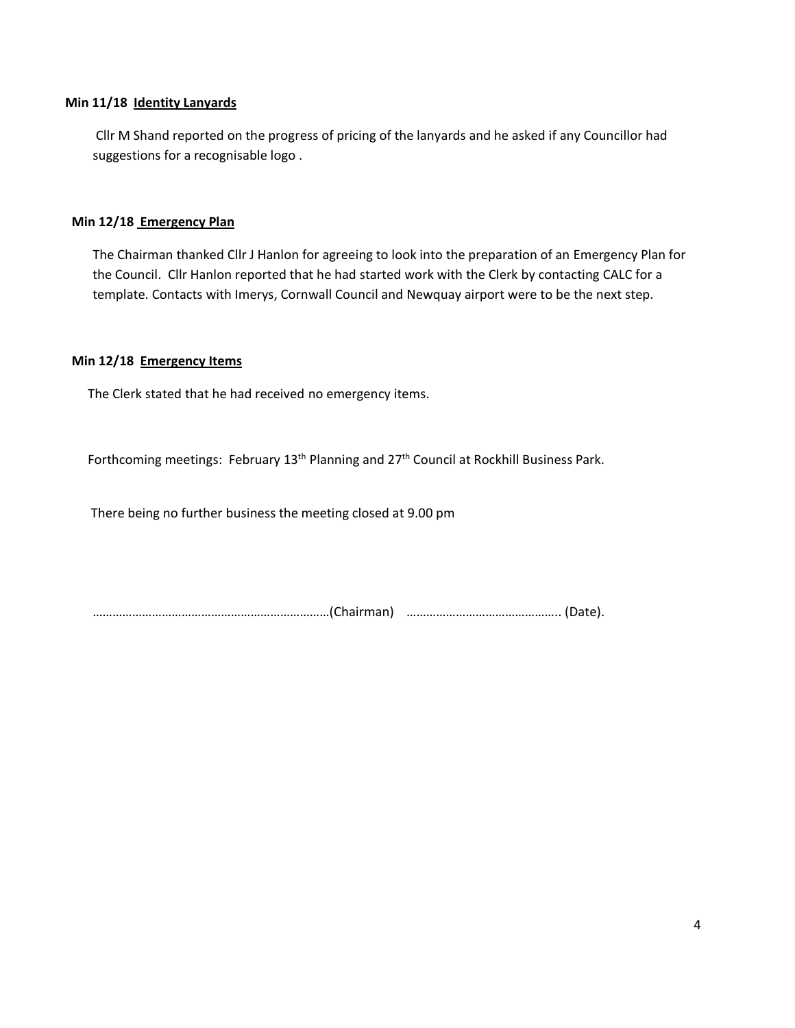**Min 11/18 Identity Lanyards**

Cllr M Shand reported on the progress of pricing of the lanyards and he asked if any Councillor had suggestions for a recognisable logo .

**Min 12/18 Emergency Plan**

The Chairman thanked Cllr J Hanlon for agreeing to look into the preparation of an Emergency Plan for the Council. Cllr Hanlon reported that he had started work with the Clerk by contacting CALC for a template. Contacts with Imerys, Cornwall Council and Newquay airport were to be the next step.

**Min 12/18 Emergency Items**

The Clerk stated that he had received no emergency items.

Forthcoming meetings: February 13th Planning and 27th Council at Rockhill Business Park.

There being no further business the meeting closed at 9.00 pm

………………………………………………………………(Chairman) ……………………………………….. (Date).